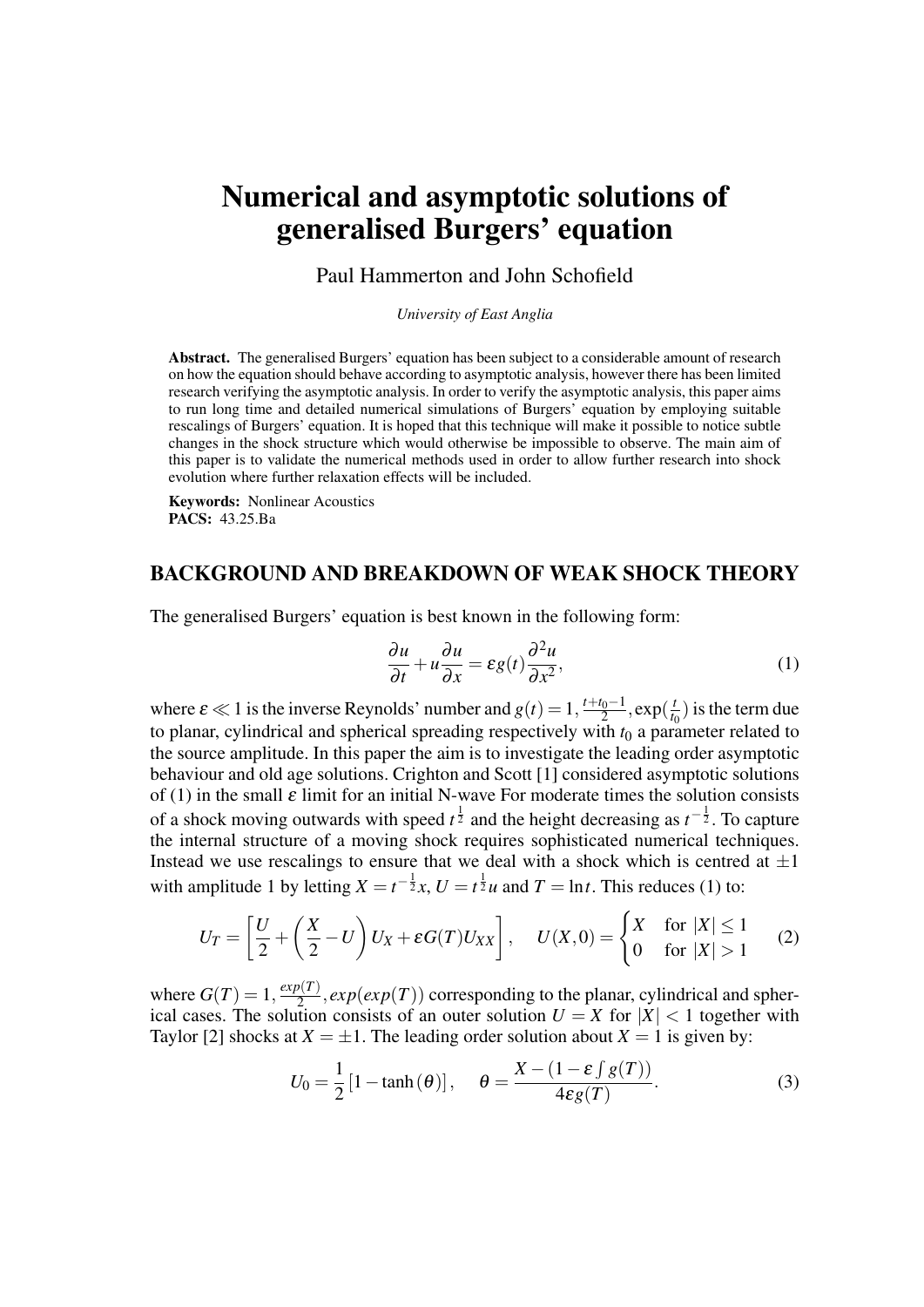# Numerical and asymptotic solutions of generalised Burgers' equation

Paul Hammerton and John Schofield

*University of East Anglia*

**Abstract.** The generalised Burgers' equation has been subject to a considerable amount of research on how the equation should behave according to asymptotic analysis, however there has been limited research verifying the asymptotic analysis. In order to verify the asymptotic analysis, this paper aims to run long time and detailed numerical simulations of Burgers' equation by employing suitable rescalings of Burgers' equation. It is hoped that this technique will make it possible to notice subtle changes in the shock structure which would otherwise be impossible to observe. The main aim of this paper is to validate the numerical methods used in order to allow further research into shock evolution where further relaxation effects will be included.

**Keywords:** Nonlinear Acoustics
**PACS:** 43.25.Ba

## BACKGROUND AND BREAKDOWN OF WEAK SHOCK THEORY

The generalised Burgers' equation is best known in the following form:

$$\frac{\partial u}{\partial t} + u\frac{\partial u}{\partial x} = \varepsilon g(t)\frac{\partial^2 u}{\partial x^2}, \tag{1}$$

where $\varepsilon \ll 1$ is the inverse Reynolds' number and $g(t) = 1, \frac{t+t_0-1}{2}, \exp(\frac{t}{t_0})$ is the term due to planar, cylindrical and spherical spreading respectively with $t_0$ a parameter related to the source amplitude. In this paper the aim is to investigate the leading order asymptotic behaviour and old age solutions. Crighton and Scott [1] considered asymptotic solutions of (1) in the small $\varepsilon$ limit for an initial N-wave For moderate times the solution consists of a shock moving outwards with speed $t^{\frac{1}{2}}$ and the height decreasing as $t^{-\frac{1}{2}}$. To capture the internal structure of a moving shock requires sophisticated numerical techniques. Instead we use rescalings to ensure that we deal with a shock which is centred at $\pm 1$ with amplitude 1 by letting $X = t^{-\frac{1}{2}}x$, $U = t^{\frac{1}{2}}u$ and $T = \ln t$. This reduces (1) to:

$$U_T = \left[\frac{U}{2} + \left(\frac{X}{2} - U\right)U_X + \varepsilon G(T)U_{XX}\right], \quad U(X,0) = \begin{cases} X & \text{for } |X| \leq 1 \\ 0 & \text{for } |X| > 1 \end{cases} \tag{2}$$

where $G(T) = 1, \frac{exp(T)}{2}, exp(exp(T))$ corresponding to the planar, cylindrical and spherical cases. The solution consists of an outer solution $U = X$ for $|X| < 1$ together with Taylor [2] shocks at $X = \pm 1$. The leading order solution about $X = 1$ is given by:

$$U_0 = \frac{1}{2}\left[1 - \tanh(\theta)\right], \quad \theta = \frac{X - (1 - \varepsilon \int g(T))}{4\varepsilon g(T)}. \tag{3}$$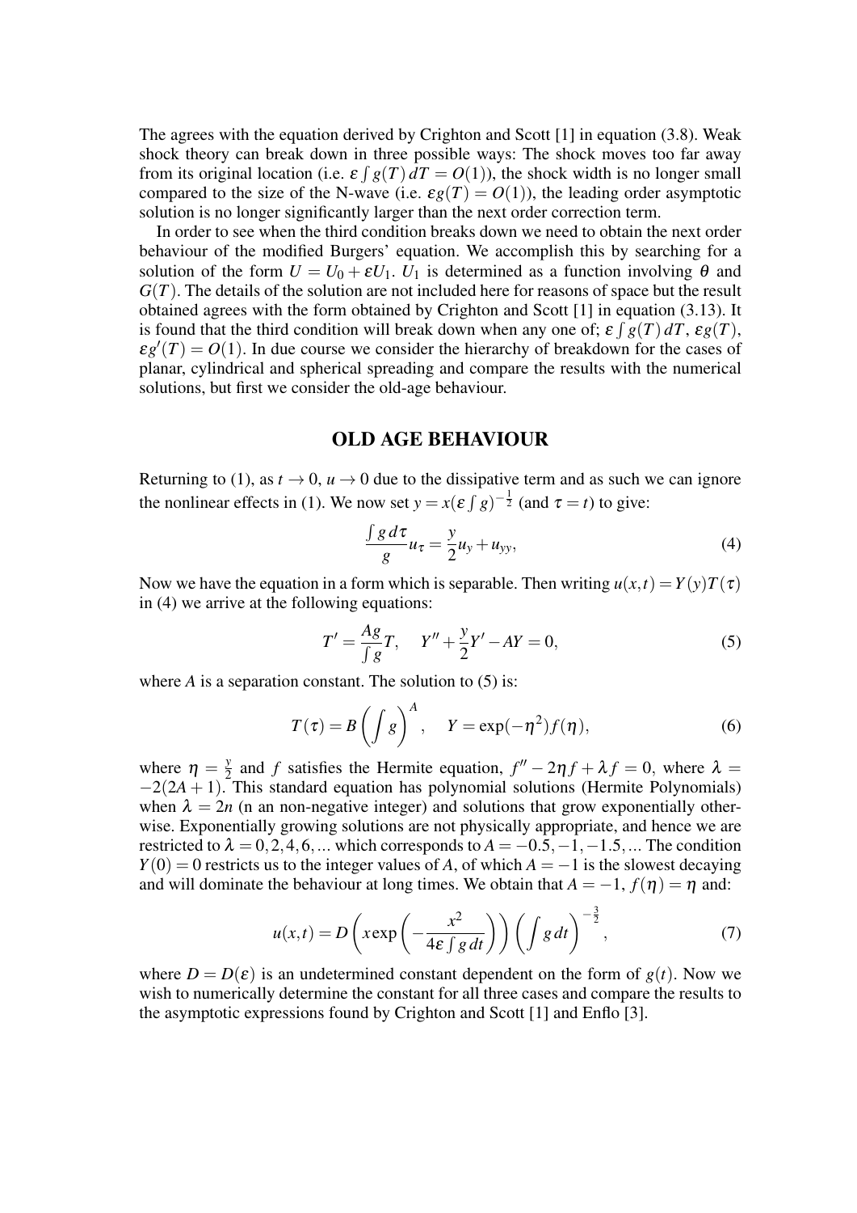The agrees with the equation derived by Crighton and Scott [1] in equation (3.8). Weak shock theory can break down in three possible ways: The shock moves too far away from its original location (i.e. $\varepsilon \int g(T)\, dT = O(1)$), the shock width is no longer small compared to the size of the N-wave (i.e. $\varepsilon g(T) = O(1)$), the leading order asymptotic solution is no longer significantly larger than the next order correction term.

In order to see when the third condition breaks down we need to obtain the next order behaviour of the modified Burgers' equation. We accomplish this by searching for a solution of the form $U = U_0 + \varepsilon U_1$. $U_1$ is determined as a function involving $\theta$ and $G(T)$. The details of the solution are not included here for reasons of space but the result obtained agrees with the form obtained by Crighton and Scott [1] in equation (3.13). It is found that the third condition will break down when any one of; $\varepsilon \int g(T)\, dT$, $\varepsilon g(T)$, $\varepsilon g'(T) = O(1)$. In due course we consider the hierarchy of breakdown for the cases of planar, cylindrical and spherical spreading and compare the results with the numerical solutions, but first we consider the old-age behaviour.

## OLD AGE BEHAVIOUR

Returning to (1), as $t \to 0$, $u \to 0$ due to the dissipative term and as such we can ignore the nonlinear effects in (1). We now set $y = x(\varepsilon \int g)^{-\frac{1}{2}}$ (and $\tau = t$) to give:

$$\frac{\int g\, d\tau}{g} u_\tau = \frac{y}{2} u_y + u_{yy}, \tag{4}$$

Now we have the equation in a form which is separable. Then writing $u(x,t) = Y(y)T(\tau)$ in (4) we arrive at the following equations:

$$T' = \frac{Ag}{\int g} T, \quad Y'' + \frac{y}{2} Y' - AY = 0, \tag{5}$$

where $A$ is a separation constant. The solution to (5) is:

$$T(\tau) = B \left( \int g \right)^A, \quad Y = \exp(-\eta^2) f(\eta), \tag{6}$$

where $\eta = \frac{y}{2}$ and $f$ satisfies the Hermite equation, $f'' - 2\eta f + \lambda f = 0$, where $\lambda = -2(2A+1)$. This standard equation has polynomial solutions (Hermite Polynomials) when $\lambda = 2n$ (n an non-negative integer) and solutions that grow exponentially otherwise. Exponentially growing solutions are not physically appropriate, and hence we are restricted to $\lambda = 0, 2, 4, 6, ...$ which corresponds to $A = -0.5, -1, -1.5, ...$ The condition $Y(0) = 0$ restricts us to the integer values of $A$, of which $A = -1$ is the slowest decaying and will dominate the behaviour at long times. We obtain that $A = -1$, $f(\eta) = \eta$ and:

$$u(x,t) = D \left( x \exp\left( -\frac{x^2}{4\varepsilon \int g\, dt} \right) \right) \left( \int g\, dt \right)^{-\frac{3}{2}}, \tag{7}$$

where $D = D(\varepsilon)$ is an undetermined constant dependent on the form of $g(t)$. Now we wish to numerically determine the constant for all three cases and compare the results to the asymptotic expressions found by Crighton and Scott [1] and Enflo [3].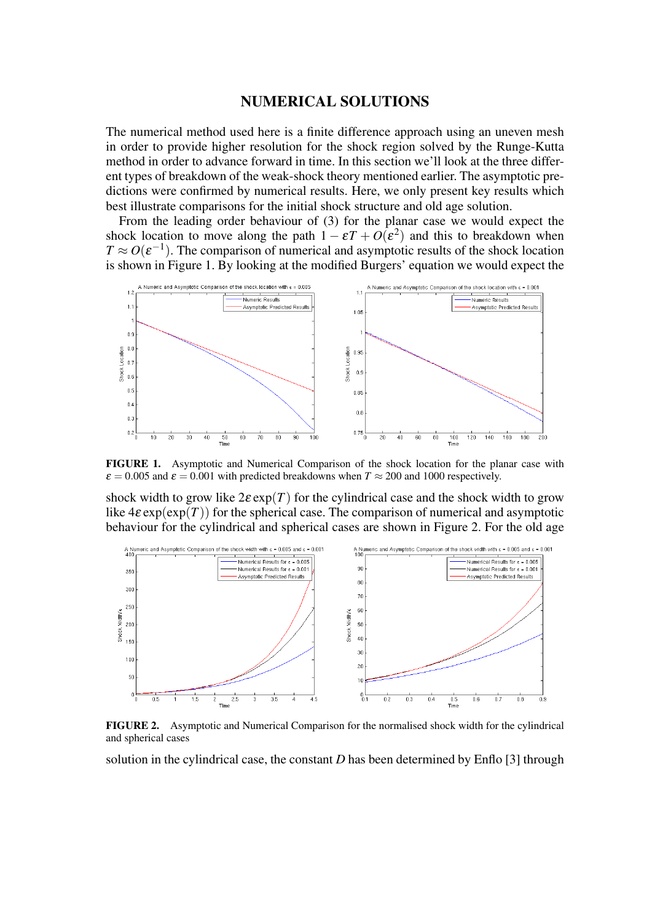## NUMERICAL SOLUTIONS

The numerical method used here is a finite difference approach using an uneven mesh in order to provide higher resolution for the shock region solved by the Runge-Kutta method in order to advance forward in time. In this section we'll look at the three different types of breakdown of the weak-shock theory mentioned earlier. The asymptotic predictions were confirmed by numerical results. Here, we only present key results which best illustrate comparisons for the initial shock structure and old age solution.

From the leading order behaviour of (3) for the planar case we would expect the shock location to move along the path $1-\varepsilon T+O(\varepsilon^2)$ and this to breakdown when $T \approx O(\varepsilon^{-1})$. The comparison of numerical and asymptotic results of the shock location is shown in Figure 1. By looking at the modified Burgers' equation we would expect the shock width to grow like $2\varepsilon\exp(T)$ for the cylindrical case and the shock width to grow like $4\varepsilon\exp(\exp(T))$ for the spherical case. The comparison of numerical and asymptotic behaviour for the cylindrical and spherical cases are shown in Figure 2. For the old age solution in the cylindrical case, the constant $D$ has been determined by Enflo [3] through

**FIGURE 1.** Asymptotic and Numerical Comparison of the shock location for the planar case with $\varepsilon = 0.005$ and $\varepsilon = 0.001$ with predicted breakdowns when $T \approx 200$ and 1000 respectively.

**FIGURE 2.** Asymptotic and Numerical Comparison for the normalised shock width for the cylindrical and spherical cases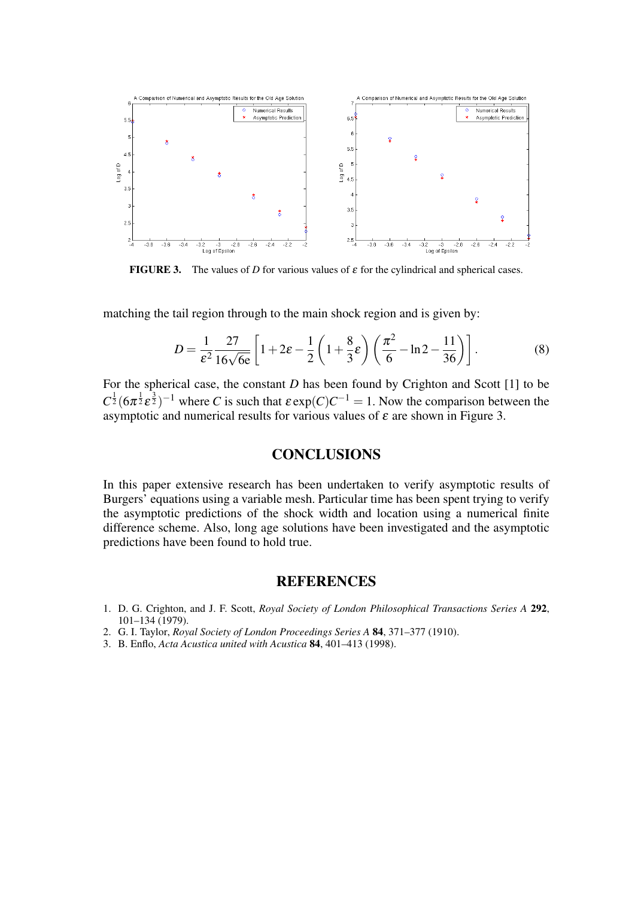A Comparison of Numerical and Asymptotic Results for the Old Age Solution

Numerical Results
Asymptotic Prediction

Log of D
Log of Epsilon

6
5.5
5
4.5
4
3.5
3
2.5
2

-4 -3.8 -3.6 -3.4 -3.2 -3 -2.8 -2.6 -2.4 -2.2 -2

A Comparison of Numerical and Asymptotic Results for the Old Age Solution

Numerical Results
Asymptotic Prediction

Log of D
Log of Epsilon

7
6.5
6
5.5
5
4.5
4
3.5
3
2.5

-4 -3.8 -3.6 -3.4 -3.2 -3 -2.8 -2.6 -2.4 -2.2 -2

**FIGURE 3.** The values of $D$ for various values of $\varepsilon$ for the cylindrical and spherical cases.

matching the tail region through to the main shock region and is given by:

$$D = \frac{1}{\varepsilon^2}\frac{27}{16\sqrt{6e}}\left[1+2\varepsilon-\frac{1}{2}\left(1+\frac{8}{3}\varepsilon\right)\left(\frac{\pi^2}{6}-\ln 2-\frac{11}{36}\right)\right]. \tag{8}$$

For the spherical case, the constant $D$ has been found by Crighton and Scott [1] to be $C^{\frac{1}{2}}(6\pi^{\frac{1}{2}}\varepsilon^{\frac{3}{2}})^{-1}$ where $C$ is such that $\varepsilon\exp(C)C^{-1}=1$. Now the comparison between the asymptotic and numerical results for various values of $\varepsilon$ are shown in Figure 3.

## CONCLUSIONS

In this paper extensive research has been undertaken to verify asymptotic results of Burgers' equations using a variable mesh. Particular time has been spent trying to verify the asymptotic predictions of the shock width and location using a numerical finite difference scheme. Also, long age solutions have been investigated and the asymptotic predictions have been found to hold true.

## REFERENCES

1. D. G. Crighton, and J. F. Scott, *Royal Society of London Philosophical Transactions Series A* **292**, 101–134 (1979).
2. G. I. Taylor, *Royal Society of London Proceedings Series A* **84**, 371–377 (1910).
3. B. Enflo, *Acta Acustica united with Acustica* **84**, 401–413 (1998).